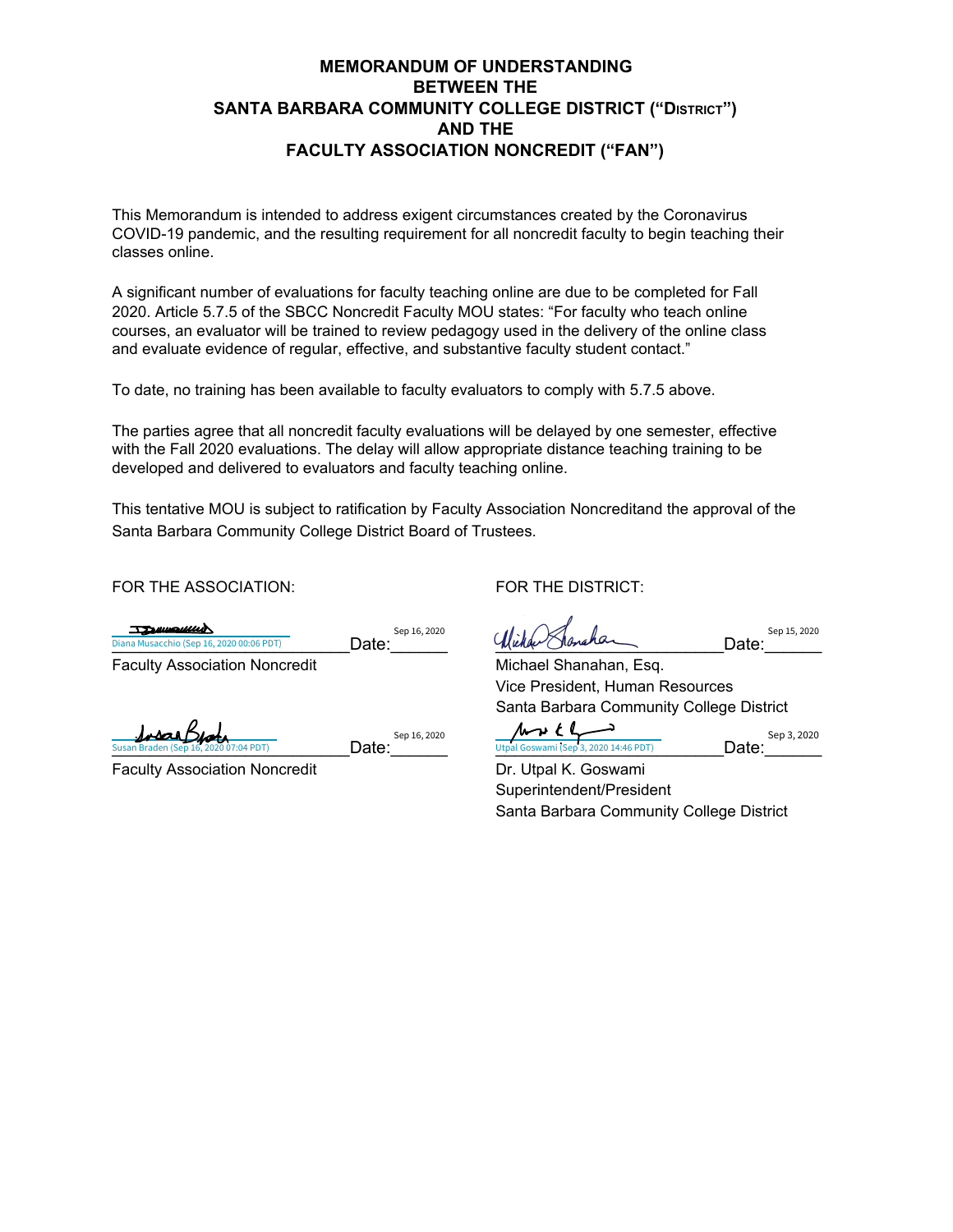# MEMORANDUM OF UNDERSTANDING BETWEEN THE SANTA BARBARA COMMUNITY COLLEGE DISTRICT ("DISTRICT") AND THE FACULTY ASSOCIATION NONCREDIT ("FAN")

This Memorandum is intended to address exigent circumstances created by the Coronavirus COVID-19 pandemic, and the resulting requirement for all noncredit faculty to begin teaching their classes online.

A significant number of evaluations for faculty teaching online are due to be completed for Fall 2020. Article 5.7.5 of the SBCC Noncredit Faculty MOU states: "For faculty who teach online courses, an evaluator will be trained to review pedagogy used in the delivery of the online class and evaluate evidence of regular, effective, and substantive faculty student contact."

To date, no training has been available to faculty evaluators to comply with 5.7.5 above.

The parties agree that all noncredit faculty evaluations will be delayed by one semester, effective with the Fall 2020 evaluations. The delay will allow appropriate distance teaching training to be developed and delivered to evaluators and faculty teaching online.

This tentative MOU is subject to ratification by Faculty Association Noncreditand the approval of the Santa Barbara Community College District Board of Trustees.

FOR THE ASSOCIATION:

Diana Musacchio (Sep 16, 2020 00:06 PDT) Date: Sep 16, 2020
Faculty Association Noncredit

Susan Braden (Sep 16, 2020 07:04 PDT) Date: Sep 16, 2020
Faculty Association Noncredit

FOR THE DISTRICT:

Date: Sep 15, 2020
Michael Shanahan, Esq.
Vice President, Human Resources
Santa Barbara Community College District

Utpal Goswami (Sep 3, 2020 14:46 PDT) Date: Sep 3, 2020
Dr. Utpal K. Goswami
Superintendent/President
Santa Barbara Community College District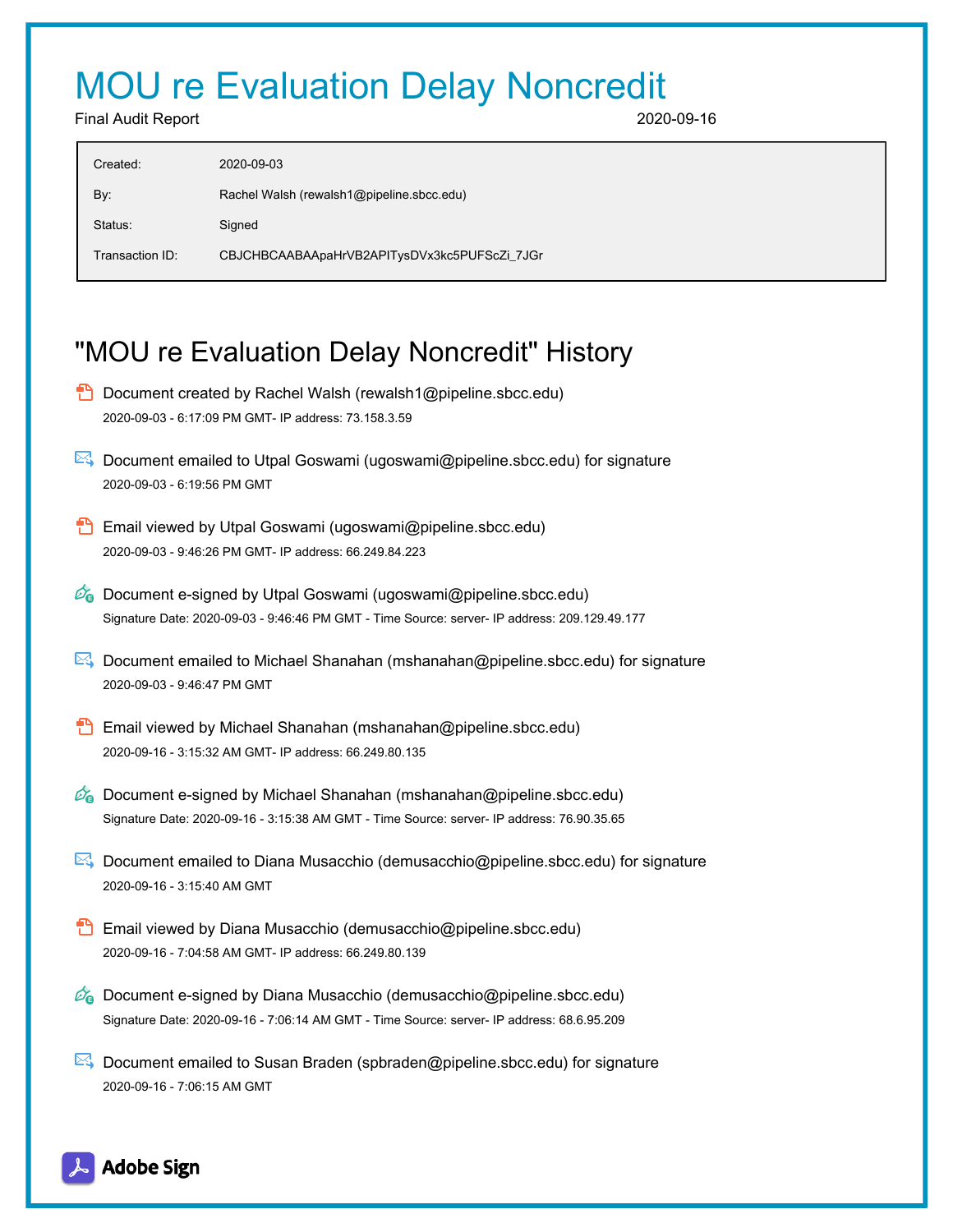# MOU re Evaluation Delay Noncredit

Final Audit Report 2020-09-16

| | |
|---|---|
| Created: | 2020-09-03 |
| By: | Rachel Walsh (rewalsh1@pipeline.sbcc.edu) |
| Status: | Signed |
| Transaction ID: | CBJCHBCAABAApaHrVB2APITysDVx3kc5PUFScZi_7JGr |

## "MOU re Evaluation Delay Noncredit" History

- Document created by Rachel Walsh (rewalsh1@pipeline.sbcc.edu)
  2020-09-03 - 6:17:09 PM GMT- IP address: 73.158.3.59

- Document emailed to Utpal Goswami (ugoswami@pipeline.sbcc.edu) for signature
  2020-09-03 - 6:19:56 PM GMT

- Email viewed by Utpal Goswami (ugoswami@pipeline.sbcc.edu)
  2020-09-03 - 9:46:26 PM GMT- IP address: 66.249.84.223

- Document e-signed by Utpal Goswami (ugoswami@pipeline.sbcc.edu)
  Signature Date: 2020-09-03 - 9:46:46 PM GMT - Time Source: server- IP address: 209.129.49.177

- Document emailed to Michael Shanahan (mshanahan@pipeline.sbcc.edu) for signature
  2020-09-03 - 9:46:47 PM GMT

- Email viewed by Michael Shanahan (mshanahan@pipeline.sbcc.edu)
  2020-09-16 - 3:15:32 AM GMT- IP address: 66.249.80.135

- Document e-signed by Michael Shanahan (mshanahan@pipeline.sbcc.edu)
  Signature Date: 2020-09-16 - 3:15:38 AM GMT - Time Source: server- IP address: 76.90.35.65

- Document emailed to Diana Musacchio (demusacchio@pipeline.sbcc.edu) for signature
  2020-09-16 - 3:15:40 AM GMT

- Email viewed by Diana Musacchio (demusacchio@pipeline.sbcc.edu)
  2020-09-16 - 7:04:58 AM GMT- IP address: 66.249.80.139

- Document e-signed by Diana Musacchio (demusacchio@pipeline.sbcc.edu)
  Signature Date: 2020-09-16 - 7:06:14 AM GMT - Time Source: server- IP address: 68.6.95.209

- Document emailed to Susan Braden (spbraden@pipeline.sbcc.edu) for signature
  2020-09-16 - 7:06:15 AM GMT

Adobe Sign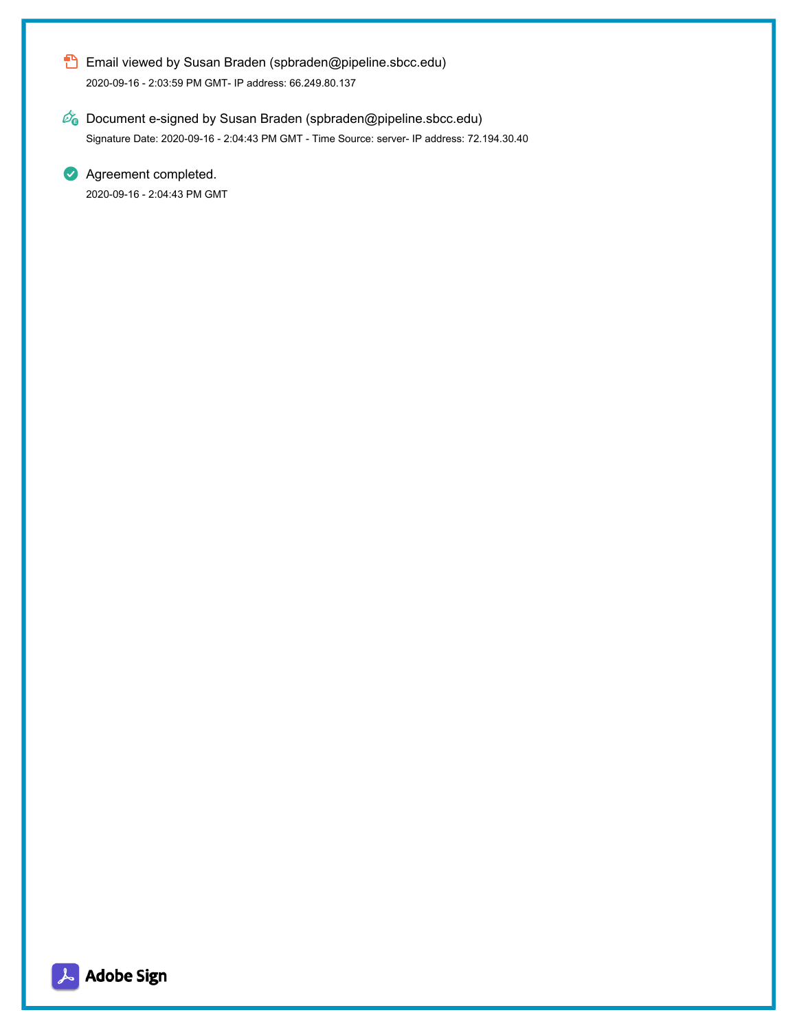Email viewed by Susan Braden (spbraden@pipeline.sbcc.edu)

2020-09-16 - 2:03:59 PM GMT- IP address: 66.249.80.137

Document e-signed by Susan Braden (spbraden@pipeline.sbcc.edu)

Signature Date: 2020-09-16 - 2:04:43 PM GMT - Time Source: server- IP address: 72.194.30.40

Agreement completed.

2020-09-16 - 2:04:43 PM GMT

Adobe Sign